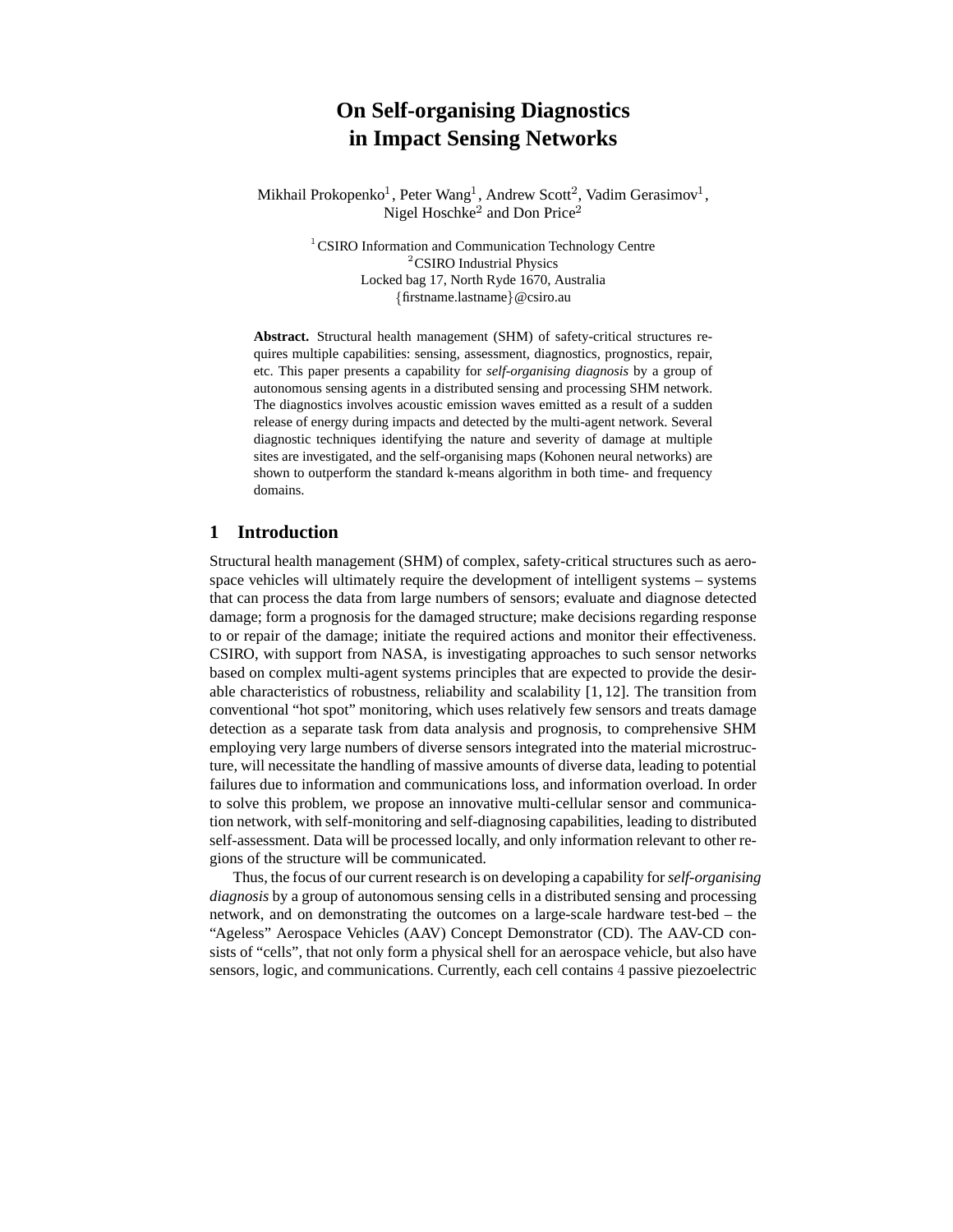# On Self-organising Diagnostics in Impact Sensing Networks

Mikhail Prokopenko[1], Peter Wang[1], Andrew Scott[2], Vadim Gerasimov[1], Nigel Hoschke[2] and Don Price[2]

[1] CSIRO Information and Communication Technology Centre
[2] CSIRO Industrial Physics
Locked bag 17, North Ryde 1670, Australia
{firstname.lastname}@csiro.au

**Abstract.** Structural health management (SHM) of safety-critical structures requires multiple capabilities: sensing, assessment, diagnostics, prognostics, repair, etc. This paper presents a capability for *self-organising diagnosis* by a group of autonomous sensing agents in a distributed sensing and processing SHM network. The diagnostics involves acoustic emission waves emitted as a result of a sudden release of energy during impacts and detected by the multi-agent network. Several diagnostic techniques identifying the nature and severity of damage at multiple sites are investigated, and the self-organising maps (Kohonen neural networks) are shown to outperform the standard k-means algorithm in both time- and frequency domains.

## 1 Introduction

Structural health management (SHM) of complex, safety-critical structures such as aerospace vehicles will ultimately require the development of intelligent systems – systems that can process the data from large numbers of sensors; evaluate and diagnose detected damage; form a prognosis for the damaged structure; make decisions regarding response to or repair of the damage; initiate the required actions and monitor their effectiveness. CSIRO, with support from NASA, is investigating approaches to such sensor networks based on complex multi-agent systems principles that are expected to provide the desirable characteristics of robustness, reliability and scalability [1, 12]. The transition from conventional "hot spot" monitoring, which uses relatively few sensors and treats damage detection as a separate task from data analysis and prognosis, to comprehensive SHM employing very large numbers of diverse sensors integrated into the material microstructure, will necessitate the handling of massive amounts of diverse data, leading to potential failures due to information and communications loss, and information overload. In order to solve this problem, we propose an innovative multi-cellular sensor and communication network, with self-monitoring and self-diagnosing capabilities, leading to distributed self-assessment. Data will be processed locally, and only information relevant to other regions of the structure will be communicated.

Thus, the focus of our current research is on developing a capability for *self-organising diagnosis* by a group of autonomous sensing cells in a distributed sensing and processing network, and on demonstrating the outcomes on a large-scale hardware test-bed – the "Ageless" Aerospace Vehicles (AAV) Concept Demonstrator (CD). The AAV-CD consists of "cells", that not only form a physical shell for an aerospace vehicle, but also have sensors, logic, and communications. Currently, each cell contains 4 passive piezoelectric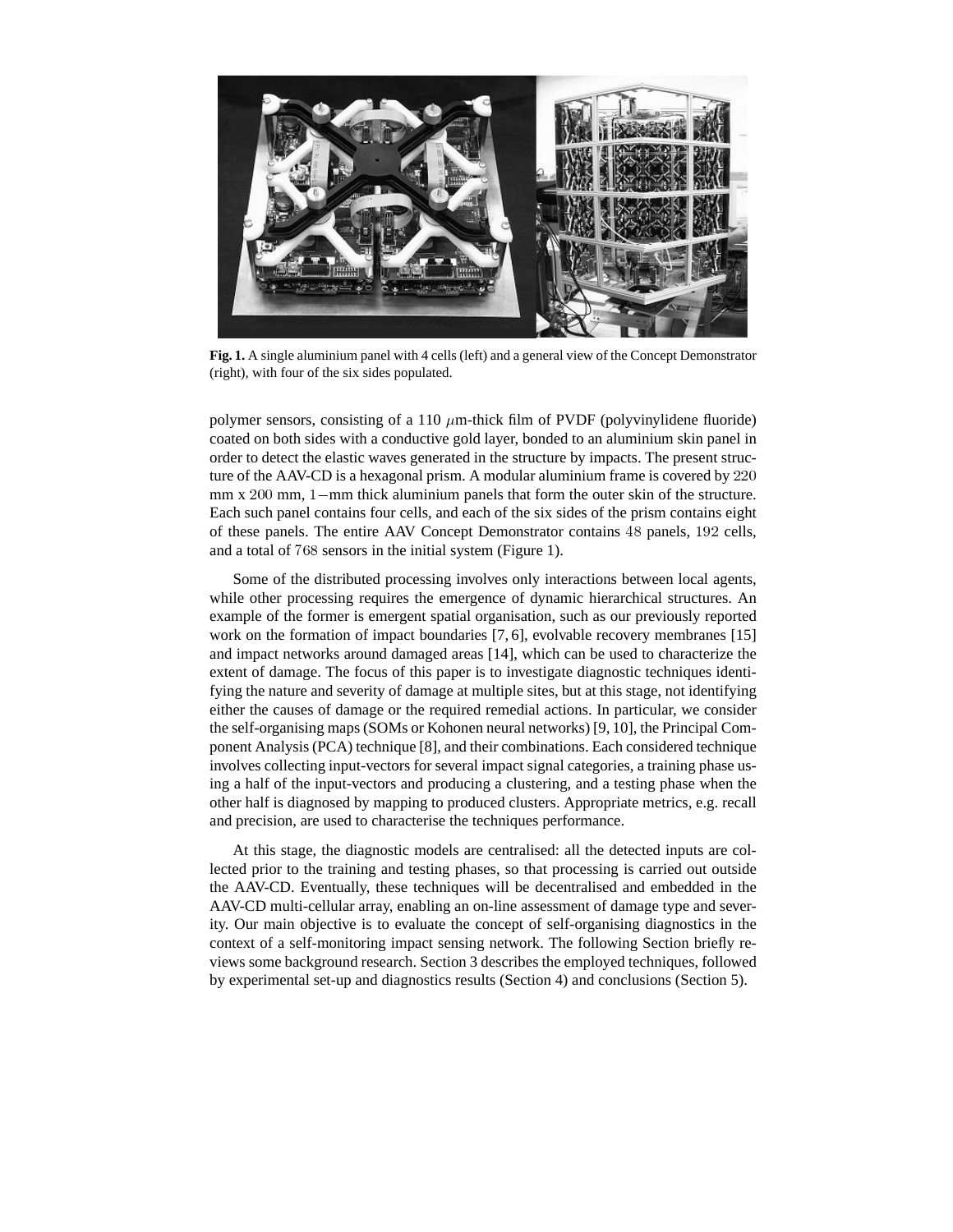**Fig. 1.** A single aluminium panel with 4 cells (left) and a general view of the Concept Demonstrator (right), with four of the six sides populated.

polymer sensors, consisting of a 110 $\mu$m-thick film of PVDF (polyvinylidene fluoride) coated on both sides with a conductive gold layer, bonded to an aluminium skin panel in order to detect the elastic waves generated in the structure by impacts. The present structure of the AAV-CD is a hexagonal prism. A modular aluminium frame is covered by $220$ mm x $200$ mm, $1-$mm thick aluminium panels that form the outer skin of the structure. Each such panel contains four cells, and each of the six sides of the prism contains eight of these panels. The entire AAV Concept Demonstrator contains $48$ panels, $192$ cells, and a total of $768$ sensors in the initial system (Figure 1).

Some of the distributed processing involves only interactions between local agents, while other processing requires the emergence of dynamic hierarchical structures. An example of the former is emergent spatial organisation, such as our previously reported work on the formation of impact boundaries [7, 6], evolvable recovery membranes [15] and impact networks around damaged areas [14], which can be used to characterize the extent of damage. The focus of this paper is to investigate diagnostic techniques identifying the nature and severity of damage at multiple sites, but at this stage, not identifying either the causes of damage or the required remedial actions. In particular, we consider the self-organising maps (SOMs or Kohonen neural networks) [9, 10], the Principal Component Analysis (PCA) technique [8], and their combinations. Each considered technique involves collecting input-vectors for several impact signal categories, a training phase using a half of the input-vectors and producing a clustering, and a testing phase when the other half is diagnosed by mapping to produced clusters. Appropriate metrics, e.g. recall and precision, are used to characterise the techniques performance.

At this stage, the diagnostic models are centralised: all the detected inputs are collected prior to the training and testing phases, so that processing is carried out outside the AAV-CD. Eventually, these techniques will be decentralised and embedded in the AAV-CD multi-cellular array, enabling an on-line assessment of damage type and severity. Our main objective is to evaluate the concept of self-organising diagnostics in the context of a self-monitoring impact sensing network. The following Section briefly reviews some background research. Section 3 describes the employed techniques, followed by experimental set-up and diagnostics results (Section 4) and conclusions (Section 5).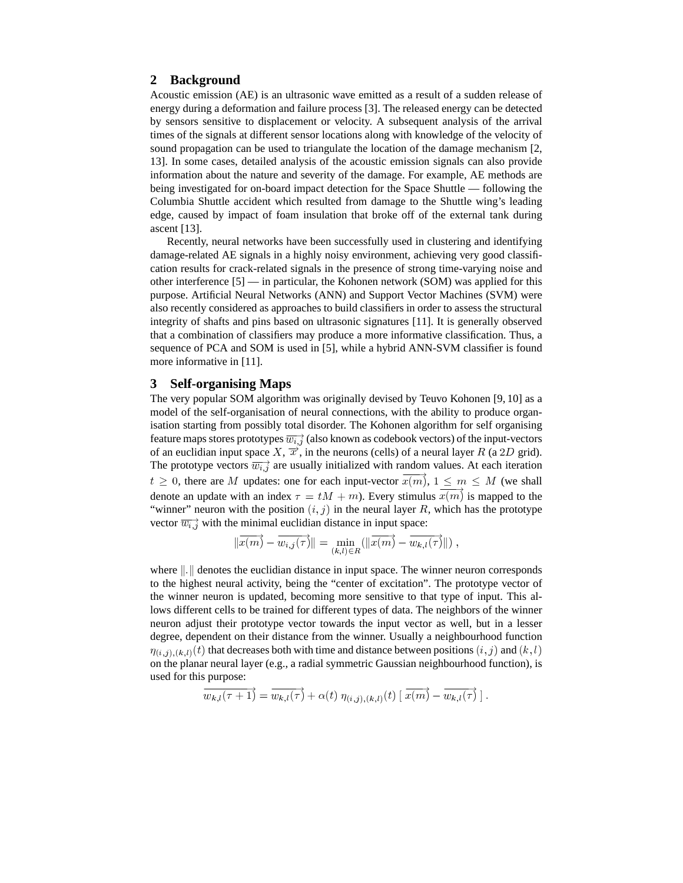## 2 Background

Acoustic emission (AE) is an ultrasonic wave emitted as a result of a sudden release of energy during a deformation and failure process [3]. The released energy can be detected by sensors sensitive to displacement or velocity. A subsequent analysis of the arrival times of the signals at different sensor locations along with knowledge of the velocity of sound propagation can be used to triangulate the location of the damage mechanism [2, 13]. In some cases, detailed analysis of the acoustic emission signals can also provide information about the nature and severity of the damage. For example, AE methods are being investigated for on-board impact detection for the Space Shuttle — following the Columbia Shuttle accident which resulted from damage to the Shuttle wing's leading edge, caused by impact of foam insulation that broke off of the external tank during ascent [13].

Recently, neural networks have been successfully used in clustering and identifying damage-related AE signals in a highly noisy environment, achieving very good classification results for crack-related signals in the presence of strong time-varying noise and other interference [5] — in particular, the Kohonen network (SOM) was applied for this purpose. Artificial Neural Networks (ANN) and Support Vector Machines (SVM) were also recently considered as approaches to build classifiers in order to assess the structural integrity of shafts and pins based on ultrasonic signatures [11]. It is generally observed that a combination of classifiers may produce a more informative classification. Thus, a sequence of PCA and SOM is used in [5], while a hybrid ANN-SVM classifier is found more informative in [11].

## 3 Self-organising Maps

The very popular SOM algorithm was originally devised by Teuvo Kohonen [9, 10] as a model of the self-organisation of neural connections, with the ability to produce organisation starting from possibly total disorder. The Kohonen algorithm for self organising feature maps stores prototypes $\overrightarrow{w_{i,j}}$ (also known as codebook vectors) of the input-vectors of an euclidian input space $X$, $\overrightarrow{x}$, in the neurons (cells) of a neural layer $R$ (a $2D$ grid). The prototype vectors $\overrightarrow{w_{i,j}}$ are usually initialized with random values. At each iteration $t \geq 0$, there are $M$ updates: one for each input-vector $\overrightarrow{x(m)}$, $1 \leq m \leq M$ (we shall denote an update with an index $\tau = tM + m$). Every stimulus $\overrightarrow{x(m)}$ is mapped to the "winner" neuron with the position $(i, j)$ in the neural layer $R$, which has the prototype vector $\overrightarrow{w_{i,j}}$ with the minimal euclidian distance in input space:

$$\|\overrightarrow{x(m)} - \overrightarrow{w_{i,j}(\tau)}\| = \min_{(k,l) \in R}(\|\overrightarrow{x(m)} - \overrightarrow{w_{k,l}(\tau)}\|) \ ,$$

where $\|.\|$ denotes the euclidian distance in input space. The winner neuron corresponds to the highest neural activity, being the "center of excitation". The prototype vector of the winner neuron is updated, becoming more sensitive to that type of input. This allows different cells to be trained for different types of data. The neighbors of the winner neuron adjust their prototype vector towards the input vector as well, but in a lesser degree, dependent on their distance from the winner. Usually a neighbourhood function $\eta_{(i,j),(k,l)}(t)$ that decreases both with time and distance between positions $(i, j)$ and $(k, l)$ on the planar neural layer (e.g., a radial symmetric Gaussian neighbourhood function), is used for this purpose:

$$\overrightarrow{w_{k,l}(\tau + 1)} = \overrightarrow{w_{k,l}(\tau)} + \alpha(t)\ \eta_{(i,j),(k,l)}(t)\ [\ \overrightarrow{x(m)} - \overrightarrow{w_{k,l}(\tau)}\ ] \ .$$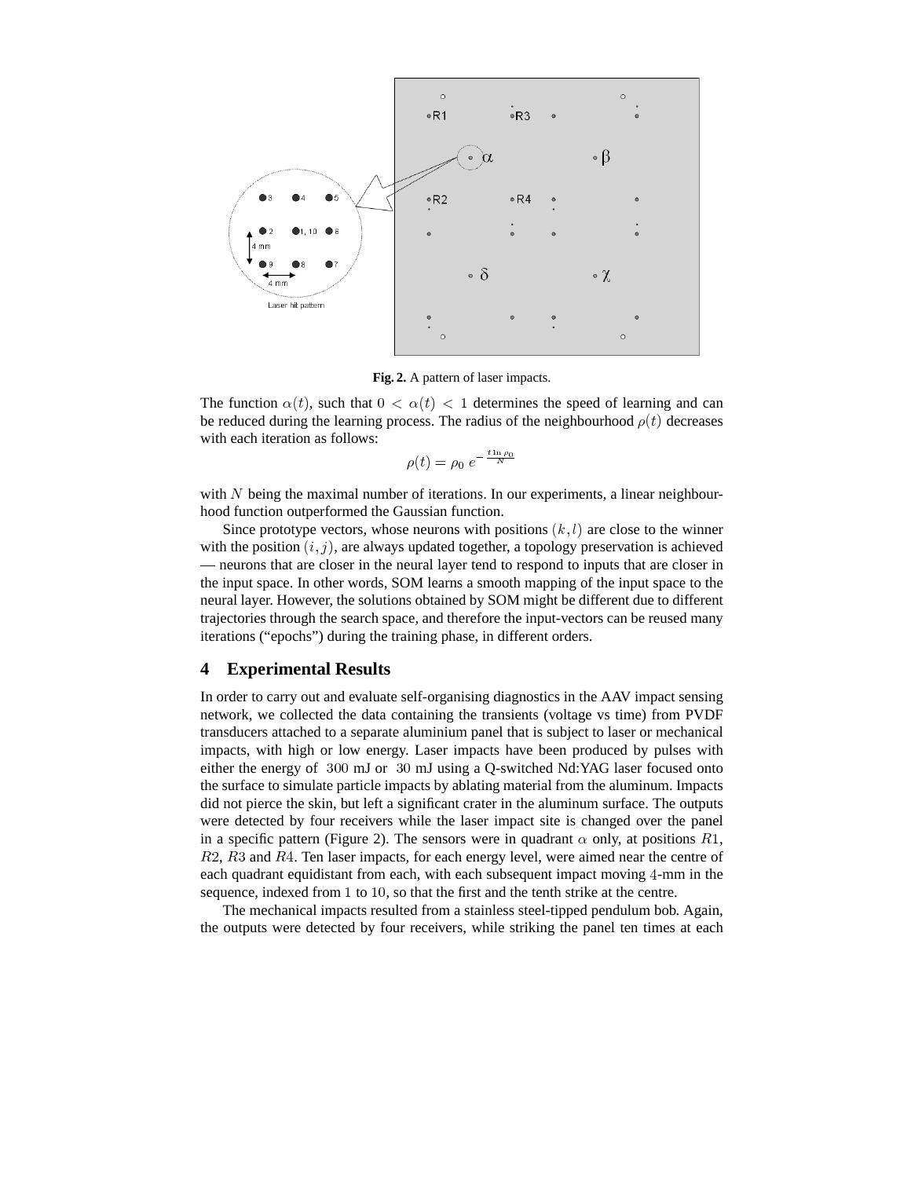Fig. 2. A pattern of laser impacts.

The function $\alpha(t)$, such that $0 < \alpha(t) < 1$ determines the speed of learning and can be reduced during the learning process. The radius of the neighbourhood $\rho(t)$ decreases with each iteration as follows:

$$\rho(t) = \rho_0 \; e^{-\frac{t \ln \rho_0}{N}}$$

with $N$ being the maximal number of iterations. In our experiments, a linear neighbourhood function outperformed the Gaussian function.

Since prototype vectors, whose neurons with positions $(k, l)$ are close to the winner with the position $(i, j)$, are always updated together, a topology preservation is achieved — neurons that are closer in the neural layer tend to respond to inputs that are closer in the input space. In other words, SOM learns a smooth mapping of the input space to the neural layer. However, the solutions obtained by SOM might be different due to different trajectories through the search space, and therefore the input-vectors can be reused many iterations ("epochs") during the training phase, in different orders.

## 4 Experimental Results

In order to carry out and evaluate self-organising diagnostics in the AAV impact sensing network, we collected the data containing the transients (voltage vs time) from PVDF transducers attached to a separate aluminium panel that is subject to laser or mechanical impacts, with high or low energy. Laser impacts have been produced by pulses with either the energy of $300$ mJ or $30$ mJ using a Q-switched Nd:YAG laser focused onto the surface to simulate particle impacts by ablating material from the aluminum. Impacts did not pierce the skin, but left a significant crater in the aluminum surface. The outputs were detected by four receivers while the laser impact site is changed over the panel in a specific pattern (Figure 2). The sensors were in quadrant $\alpha$ only, at positions $R1$, $R2$, $R3$ and $R4$. Ten laser impacts, for each energy level, were aimed near the centre of each quadrant equidistant from each, with each subsequent impact moving $4$-mm in the sequence, indexed from $1$ to $10$, so that the first and the tenth strike at the centre.

The mechanical impacts resulted from a stainless steel-tipped pendulum bob. Again, the outputs were detected by four receivers, while striking the panel ten times at each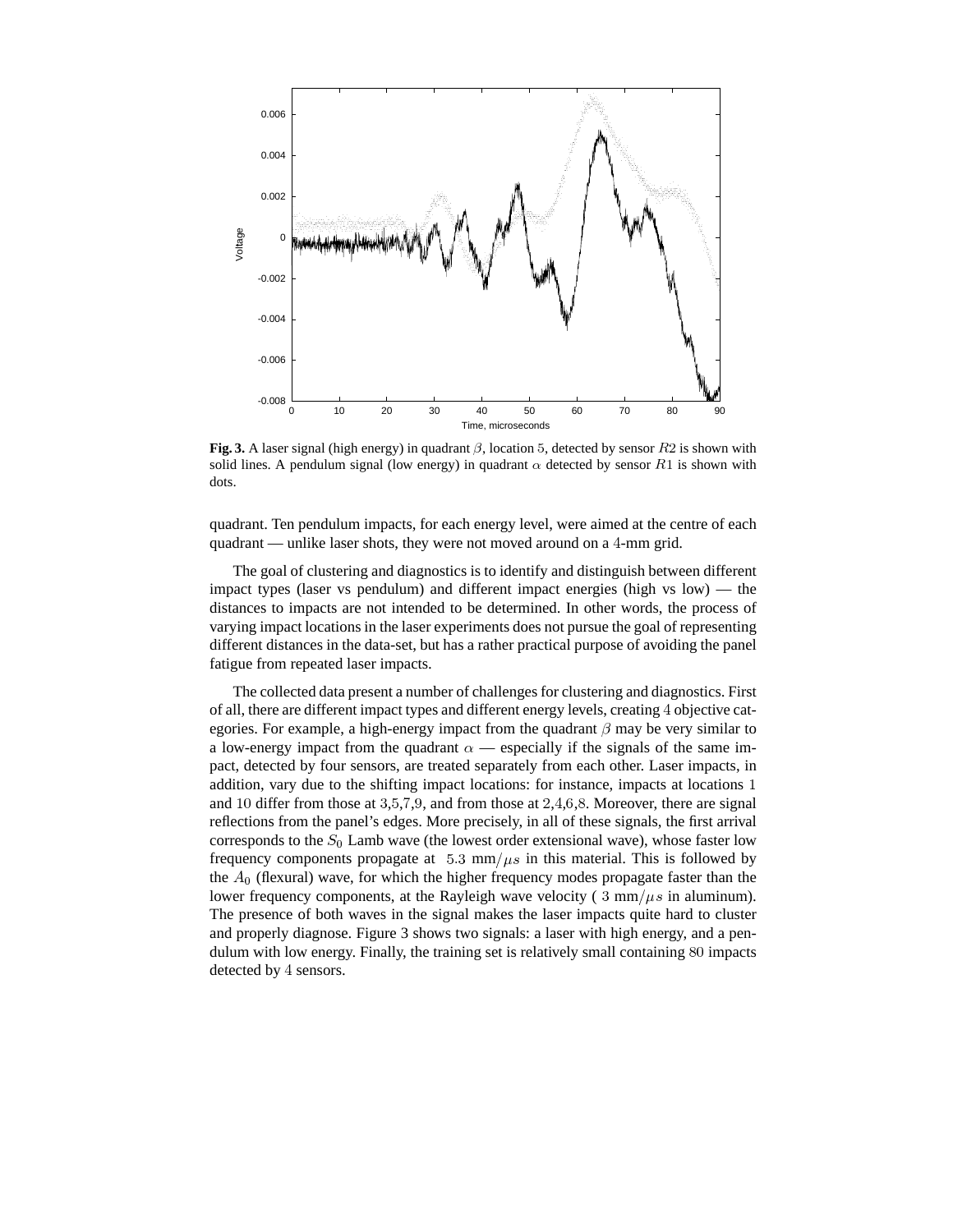**Fig. 3.** A laser signal (high energy) in quadrant $\beta$, location 5, detected by sensor $R2$ is shown with solid lines. A pendulum signal (low energy) in quadrant $\alpha$ detected by sensor $R1$ is shown with dots.

quadrant. Ten pendulum impacts, for each energy level, were aimed at the centre of each quadrant — unlike laser shots, they were not moved around on a 4-mm grid.

The goal of clustering and diagnostics is to identify and distinguish between different impact types (laser vs pendulum) and different impact energies (high vs low) — the distances to impacts are not intended to be determined. In other words, the process of varying impact locations in the laser experiments does not pursue the goal of representing different distances in the data-set, but has a rather practical purpose of avoiding the panel fatigue from repeated laser impacts.

The collected data present a number of challenges for clustering and diagnostics. First of all, there are different impact types and different energy levels, creating 4 objective categories. For example, a high-energy impact from the quadrant $\beta$ may be very similar to a low-energy impact from the quadrant $\alpha$ — especially if the signals of the same impact, detected by four sensors, are treated separately from each other. Laser impacts, in addition, vary due to the shifting impact locations: for instance, impacts at locations 1 and 10 differ from those at 3,5,7,9, and from those at 2,4,6,8. Moreover, there are signal reflections from the panel's edges. More precisely, in all of these signals, the first arrival corresponds to the $S_0$ Lamb wave (the lowest order extensional wave), whose faster low frequency components propagate at 5.3 mm$/\mu s$ in this material. This is followed by the $A_0$ (flexural) wave, for which the higher frequency modes propagate faster than the lower frequency components, at the Rayleigh wave velocity ( 3 mm$/\mu s$ in aluminum). The presence of both waves in the signal makes the laser impacts quite hard to cluster and properly diagnose. Figure 3 shows two signals: a laser with high energy, and a pendulum with low energy. Finally, the training set is relatively small containing 80 impacts detected by 4 sensors.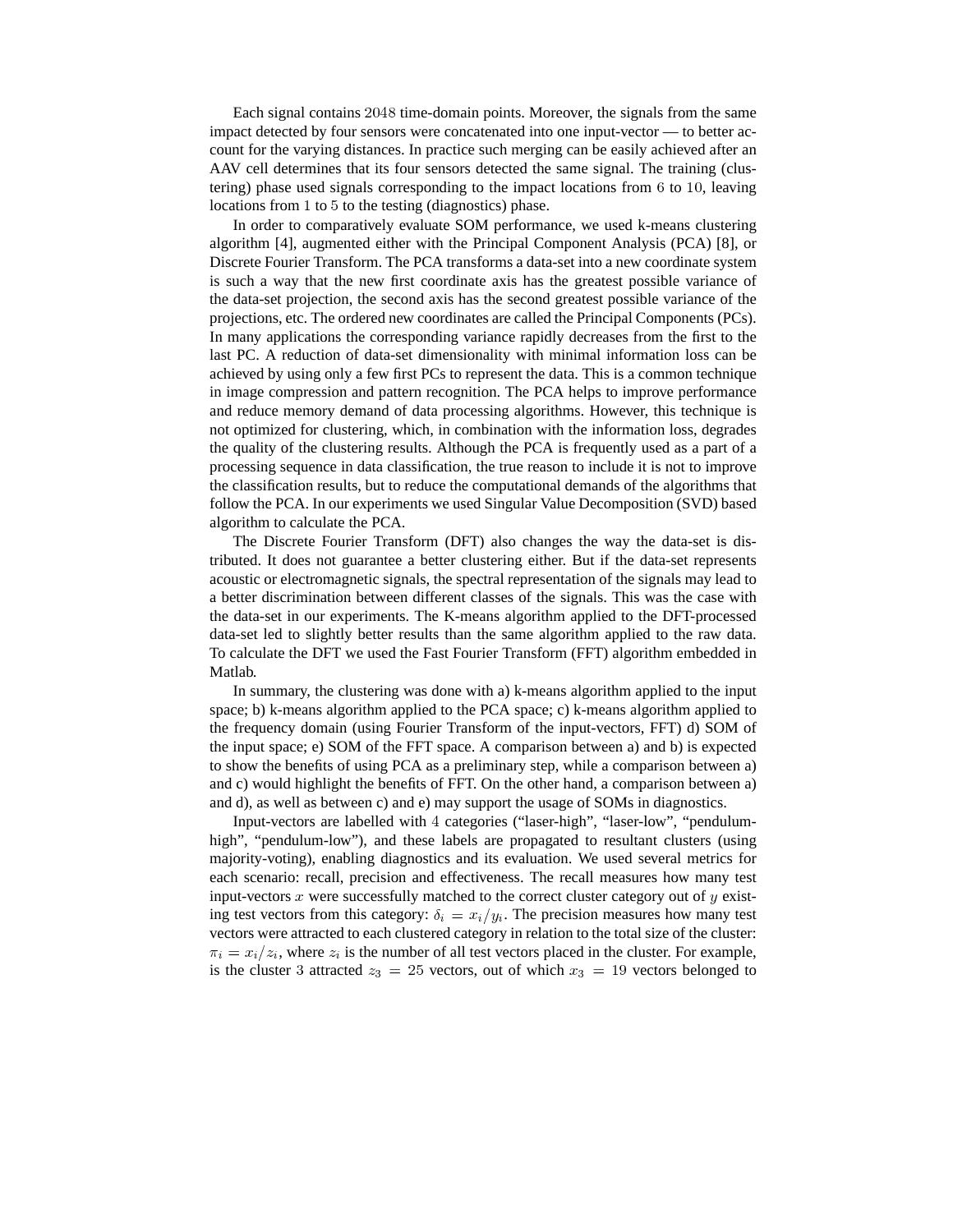Each signal contains $2048$ time-domain points. Moreover, the signals from the same impact detected by four sensors were concatenated into one input-vector — to better account for the varying distances. In practice such merging can be easily achieved after an AAV cell determines that its four sensors detected the same signal. The training (clustering) phase used signals corresponding to the impact locations from $6$ to $10$, leaving locations from $1$ to $5$ to the testing (diagnostics) phase.

In order to comparatively evaluate SOM performance, we used k-means clustering algorithm [4], augmented either with the Principal Component Analysis (PCA) [8], or Discrete Fourier Transform. The PCA transforms a data-set into a new coordinate system is such a way that the new first coordinate axis has the greatest possible variance of the data-set projection, the second axis has the second greatest possible variance of the projections, etc. The ordered new coordinates are called the Principal Components (PCs). In many applications the corresponding variance rapidly decreases from the first to the last PC. A reduction of data-set dimensionality with minimal information loss can be achieved by using only a few first PCs to represent the data. This is a common technique in image compression and pattern recognition. The PCA helps to improve performance and reduce memory demand of data processing algorithms. However, this technique is not optimized for clustering, which, in combination with the information loss, degrades the quality of the clustering results. Although the PCA is frequently used as a part of a processing sequence in data classification, the true reason to include it is not to improve the classification results, but to reduce the computational demands of the algorithms that follow the PCA. In our experiments we used Singular Value Decomposition (SVD) based algorithm to calculate the PCA.

The Discrete Fourier Transform (DFT) also changes the way the data-set is distributed. It does not guarantee a better clustering either. But if the data-set represents acoustic or electromagnetic signals, the spectral representation of the signals may lead to a better discrimination between different classes of the signals. This was the case with the data-set in our experiments. The K-means algorithm applied to the DFT-processed data-set led to slightly better results than the same algorithm applied to the raw data. To calculate the DFT we used the Fast Fourier Transform (FFT) algorithm embedded in Matlab.

In summary, the clustering was done with a) k-means algorithm applied to the input space; b) k-means algorithm applied to the PCA space; c) k-means algorithm applied to the frequency domain (using Fourier Transform of the input-vectors, FFT) d) SOM of the input space; e) SOM of the FFT space. A comparison between a) and b) is expected to show the benefits of using PCA as a preliminary step, while a comparison between a) and c) would highlight the benefits of FFT. On the other hand, a comparison between a) and d), as well as between c) and e) may support the usage of SOMs in diagnostics.

Input-vectors are labelled with $4$ categories ("laser-high", "laser-low", "pendulum-high", "pendulum-low"), and these labels are propagated to resultant clusters (using majority-voting), enabling diagnostics and its evaluation. We used several metrics for each scenario: recall, precision and effectiveness. The recall measures how many test input-vectors $x$ were successfully matched to the correct cluster category out of $y$ existing test vectors from this category: $\delta_i = x_i/y_i$. The precision measures how many test vectors were attracted to each clustered category in relation to the total size of the cluster: $\pi_i = x_i/z_i$, where $z_i$ is the number of all test vectors placed in the cluster. For example, is the cluster $3$ attracted $z_3 = 25$ vectors, out of which $x_3 = 19$ vectors belonged to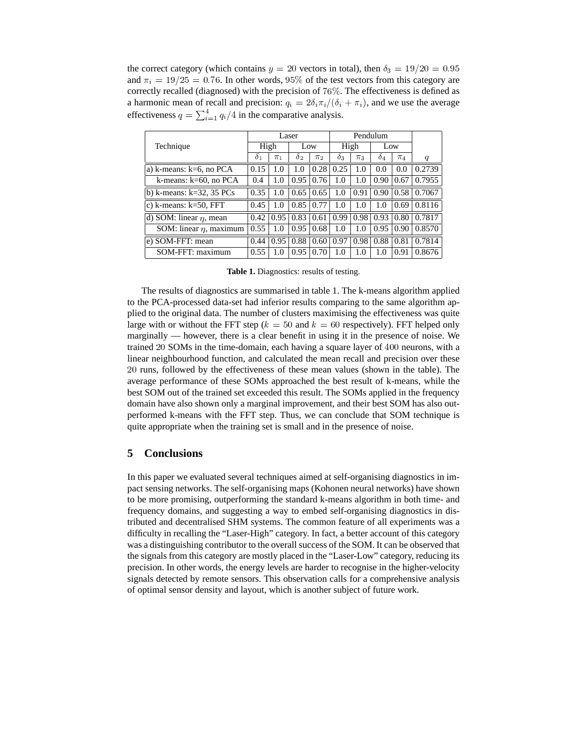the correct category (which contains $y = 20$ vectors in total), then $\delta_3 = 19/20 = 0.95$ and $\pi_i = 19/25 = 0.76$. In other words, $95\%$ of the test vectors from this category are correctly recalled (diagnosed) with the precision of $76\%$. The effectiveness is defined as a harmonic mean of recall and precision: $q_i = 2\delta_i\pi_i/(\delta_i + \pi_i)$, and we use the average effectiveness $q = \sum_{i=1}^{4} q_i/4$ in the comparative analysis.

| Technique | Laser | | | | Pendulum | | | | |
|---|---|---|---|---|---|---|---|---|---|
| | High | | Low | | High | | Low | | |
| | $\delta_1$ | $\pi_1$ | $\delta_2$ | $\pi_2$ | $\delta_3$ | $\pi_3$ | $\delta_4$ | $\pi_4$ | $q$ |
| a) k-means: k=6, no PCA | 0.15 | 1.0 | 1.0 | 0.28 | 0.25 | 1.0 | 0.0 | 0.0 | 0.2739 |
| k-means: k=60, no PCA | 0.4 | 1.0 | 0.95 | 0.76 | 1.0 | 1.0 | 0.90 | 0.67 | 0.7955 |
| b) k-means: k=32, 35 PCs | 0.35 | 1.0 | 0.65 | 0.65 | 1.0 | 0.91 | 0.90 | 0.58 | 0.7067 |
| c) k-means: k=50, FFT | 0.45 | 1.0 | 0.85 | 0.77 | 1.0 | 1.0 | 1.0 | 0.69 | 0.8116 |
| d) SOM: linear $\eta$, mean | 0.42 | 0.95 | 0.83 | 0.61 | 0.99 | 0.98 | 0.93 | 0.80 | 0.7817 |
| SOM: linear $\eta$, maximum | 0.55 | 1.0 | 0.95 | 0.68 | 1.0 | 1.0 | 0.95 | 0.90 | 0.8570 |
| e) SOM-FFT: mean | 0.44 | 0.95 | 0.88 | 0.60 | 0.97 | 0.98 | 0.88 | 0.81 | 0.7814 |
| SOM-FFT: maximum | 0.55 | 1.0 | 0.95 | 0.70 | 1.0 | 1.0 | 1.0 | 0.91 | 0.8676 |

**Table 1.** Diagnostics: results of testing.

The results of diagnostics are summarised in table 1. The k-means algorithm applied to the PCA-processed data-set had inferior results comparing to the same algorithm applied to the original data. The number of clusters maximising the effectiveness was quite large with or without the FFT step ($k = 50$ and $k = 60$ respectively). FFT helped only marginally — however, there is a clear benefit in using it in the presence of noise. We trained $20$ SOMs in the time-domain, each having a square layer of $400$ neurons, with a linear neighbourhood function, and calculated the mean recall and precision over these $20$ runs, followed by the effectiveness of these mean values (shown in the table). The average performance of these SOMs approached the best result of k-means, while the best SOM out of the trained set exceeded this result. The SOMs applied in the frequency domain have also shown only a marginal improvement, and their best SOM has also outperformed k-means with the FFT step. Thus, we can conclude that SOM technique is quite appropriate when the training set is small and in the presence of noise.

## 5 Conclusions

In this paper we evaluated several techniques aimed at self-organising diagnostics in impact sensing networks. The self-organising maps (Kohonen neural networks) have shown to be more promising, outperforming the standard k-means algorithm in both time- and frequency domains, and suggesting a way to embed self-organising diagnostics in distributed and decentralised SHM systems. The common feature of all experiments was a difficulty in recalling the "Laser-High" category. In fact, a better account of this category was a distinguishing contributor to the overall success of the SOM. It can be observed that the signals from this category are mostly placed in the "Laser-Low" category, reducing its precision. In other words, the energy levels are harder to recognise in the higher-velocity signals detected by remote sensors. This observation calls for a comprehensive analysis of optimal sensor density and layout, which is another subject of future work.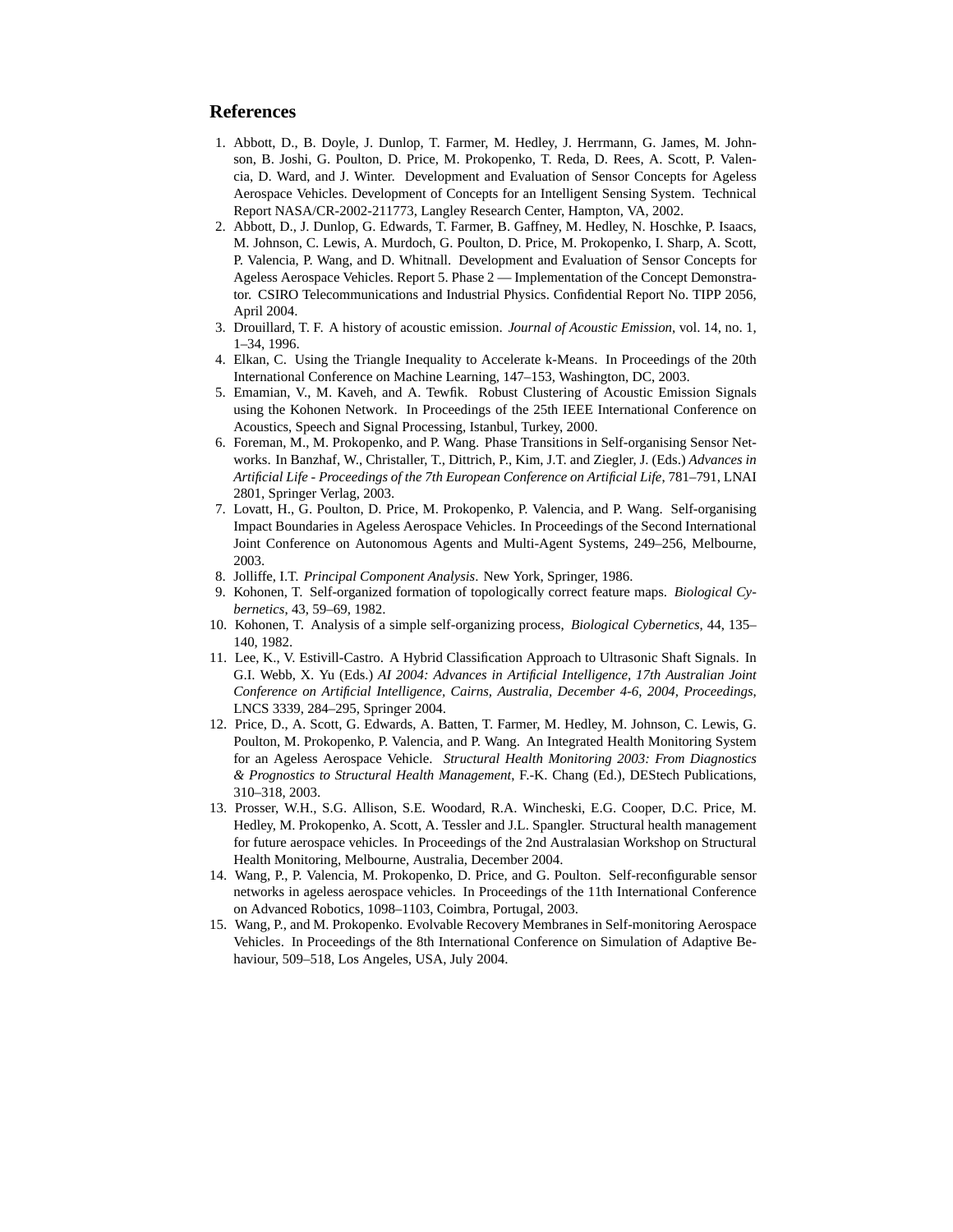## References

1. Abbott, D., B. Doyle, J. Dunlop, T. Farmer, M. Hedley, J. Herrmann, G. James, M. Johnson, B. Joshi, G. Poulton, D. Price, M. Prokopenko, T. Reda, D. Rees, A. Scott, P. Valencia, D. Ward, and J. Winter. Development and Evaluation of Sensor Concepts for Ageless Aerospace Vehicles. Development of Concepts for an Intelligent Sensing System. Technical Report NASA/CR-2002-211773, Langley Research Center, Hampton, VA, 2002.
2. Abbott, D., J. Dunlop, G. Edwards, T. Farmer, B. Gaffney, M. Hedley, N. Hoschke, P. Isaacs, M. Johnson, C. Lewis, A. Murdoch, G. Poulton, D. Price, M. Prokopenko, I. Sharp, A. Scott, P. Valencia, P. Wang, and D. Whitnall. Development and Evaluation of Sensor Concepts for Ageless Aerospace Vehicles. Report 5. Phase 2 — Implementation of the Concept Demonstrator. CSIRO Telecommunications and Industrial Physics. Confidential Report No. TIPP 2056, April 2004.
3. Drouillard, T. F. A history of acoustic emission. *Journal of Acoustic Emission*, vol. 14, no. 1, 1–34, 1996.
4. Elkan, C. Using the Triangle Inequality to Accelerate k-Means. In Proceedings of the 20th International Conference on Machine Learning, 147–153, Washington, DC, 2003.
5. Emamian, V., M. Kaveh, and A. Tewfik. Robust Clustering of Acoustic Emission Signals using the Kohonen Network. In Proceedings of the 25th IEEE International Conference on Acoustics, Speech and Signal Processing, Istanbul, Turkey, 2000.
6. Foreman, M., M. Prokopenko, and P. Wang. Phase Transitions in Self-organising Sensor Networks. In Banzhaf, W., Christaller, T., Dittrich, P., Kim, J.T. and Ziegler, J. (Eds.) *Advances in Artificial Life - Proceedings of the 7th European Conference on Artificial Life*, 781–791, LNAI 2801, Springer Verlag, 2003.
7. Lovatt, H., G. Poulton, D. Price, M. Prokopenko, P. Valencia, and P. Wang. Self-organising Impact Boundaries in Ageless Aerospace Vehicles. In Proceedings of the Second International Joint Conference on Autonomous Agents and Multi-Agent Systems, 249–256, Melbourne, 2003.
8. Jolliffe, I.T. *Principal Component Analysis*. New York, Springer, 1986.
9. Kohonen, T. Self-organized formation of topologically correct feature maps. *Biological Cybernetics*, 43, 59–69, 1982.
10. Kohonen, T. Analysis of a simple self-organizing process, *Biological Cybernetics*, 44, 135–140, 1982.
11. Lee, K., V. Estivill-Castro. A Hybrid Classification Approach to Ultrasonic Shaft Signals. In G.I. Webb, X. Yu (Eds.) *AI 2004: Advances in Artificial Intelligence, 17th Australian Joint Conference on Artificial Intelligence, Cairns, Australia, December 4-6, 2004, Proceedings*, LNCS 3339, 284–295, Springer 2004.
12. Price, D., A. Scott, G. Edwards, A. Batten, T. Farmer, M. Hedley, M. Johnson, C. Lewis, G. Poulton, M. Prokopenko, P. Valencia, and P. Wang. An Integrated Health Monitoring System for an Ageless Aerospace Vehicle. *Structural Health Monitoring 2003: From Diagnostics & Prognostics to Structural Health Management*, F.-K. Chang (Ed.), DEStech Publications, 310–318, 2003.
13. Prosser, W.H., S.G. Allison, S.E. Woodard, R.A. Wincheski, E.G. Cooper, D.C. Price, M. Hedley, M. Prokopenko, A. Scott, A. Tessler and J.L. Spangler. Structural health management for future aerospace vehicles. In Proceedings of the 2nd Australasian Workshop on Structural Health Monitoring, Melbourne, Australia, December 2004.
14. Wang, P., P. Valencia, M. Prokopenko, D. Price, and G. Poulton. Self-reconfigurable sensor networks in ageless aerospace vehicles. In Proceedings of the 11th International Conference on Advanced Robotics, 1098–1103, Coimbra, Portugal, 2003.
15. Wang, P., and M. Prokopenko. Evolvable Recovery Membranes in Self-monitoring Aerospace Vehicles. In Proceedings of the 8th International Conference on Simulation of Adaptive Behaviour, 509–518, Los Angeles, USA, July 2004.